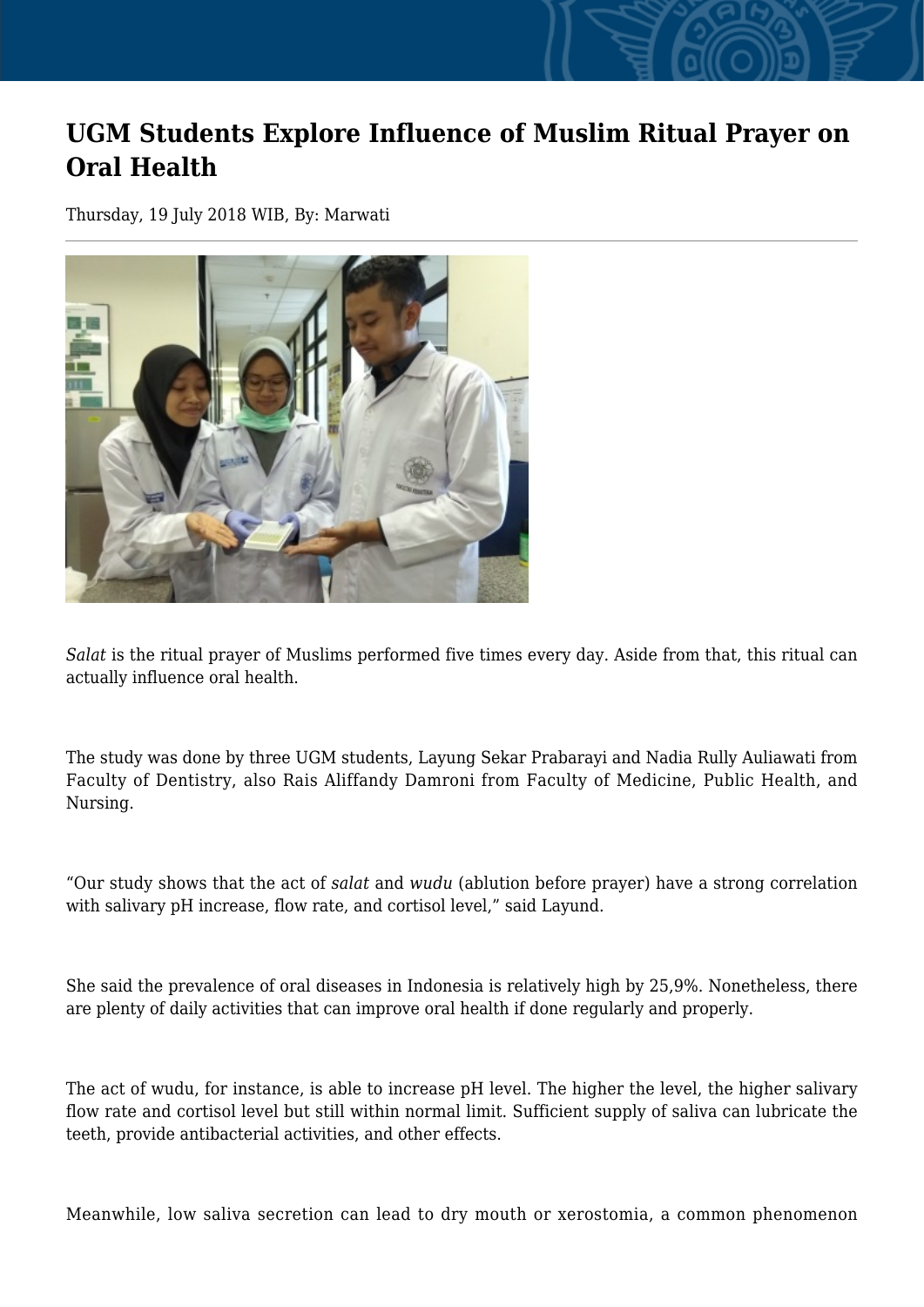# UGM Students Explore Influence of Muslim Ritual Prayer on Oral Health

Thursday, 19 July 2018 WIB, By: Marwati

*Salat* is the ritual prayer of Muslims performed five times every day. Aside from that, this ritual can actually influence oral health.

The study was done by three UGM students, Layung Sekar Prabarayi and Nadia Rully Auliawati from Faculty of Dentistry, also Rais Aliffandy Damroni from Faculty of Medicine, Public Health, and Nursing.

"Our study shows that the act of *salat* and *wudu* (ablution before prayer) have a strong correlation with salivary pH increase, flow rate, and cortisol level," said Layund.

She said the prevalence of oral diseases in Indonesia is relatively high by 25,9%. Nonetheless, there are plenty of daily activities that can improve oral health if done regularly and properly.

The act of wudu, for instance, is able to increase pH level. The higher the level, the higher salivary flow rate and cortisol level but still within normal limit. Sufficient supply of saliva can lubricate the teeth, provide antibacterial activities, and other effects.

Meanwhile, low saliva secretion can lead to dry mouth or xerostomia, a common phenomenon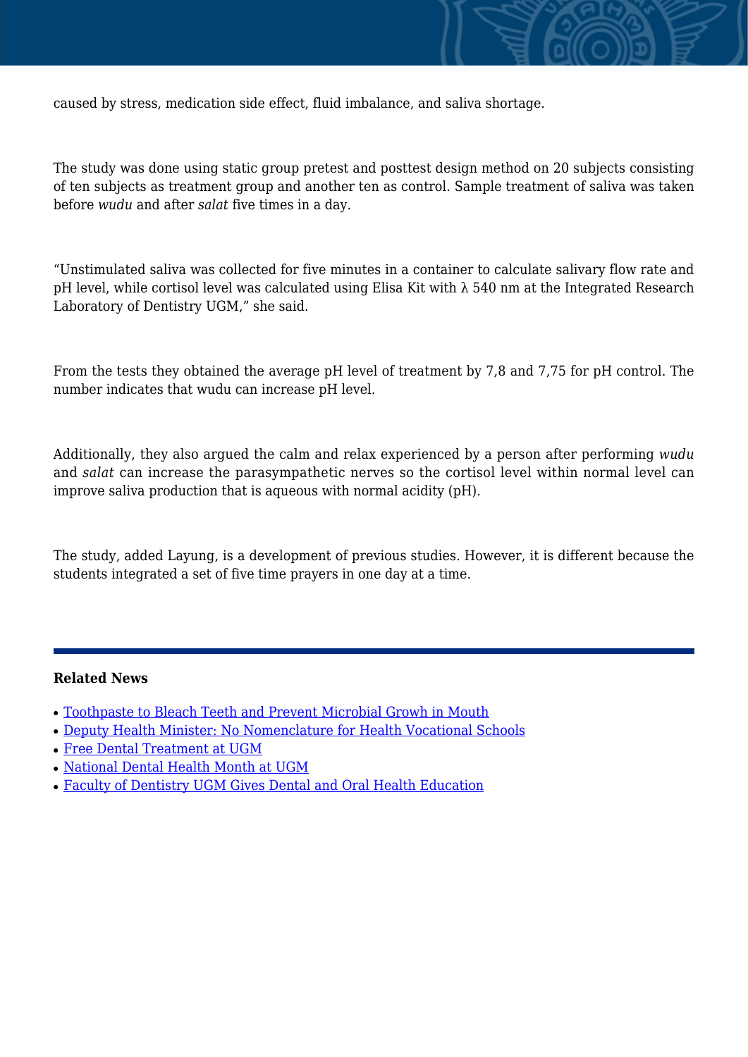caused by stress, medication side effect, fluid imbalance, and saliva shortage.

The study was done using static group pretest and posttest design method on 20 subjects consisting of ten subjects as treatment group and another ten as control. Sample treatment of saliva was taken before *wudu* and after *salat* five times in a day.

“Unstimulated saliva was collected for five minutes in a container to calculate salivary flow rate and pH level, while cortisol level was calculated using Elisa Kit with λ 540 nm at the Integrated Research Laboratory of Dentistry UGM,” she said.

From the tests they obtained the average pH level of treatment by 7,8 and 7,75 for pH control. The number indicates that wudu can increase pH level.

Additionally, they also argued the calm and relax experienced by a person after performing *wudu* and *salat* can increase the parasympathetic nerves so the cortisol level within normal level can improve saliva production that is aqueous with normal acidity (pH).

The study, added Layung, is a development of previous studies. However, it is different because the students integrated a set of five time prayers in one day at a time.

---

**Related News**

- Toothpaste to Bleach Teeth and Prevent Microbial Growth in Mouth
- Deputy Health Minister: No Nomenclature for Health Vocational Schools
- Free Dental Treatment at UGM
- National Dental Health Month at UGM
- Faculty of Dentistry UGM Gives Dental and Oral Health Education